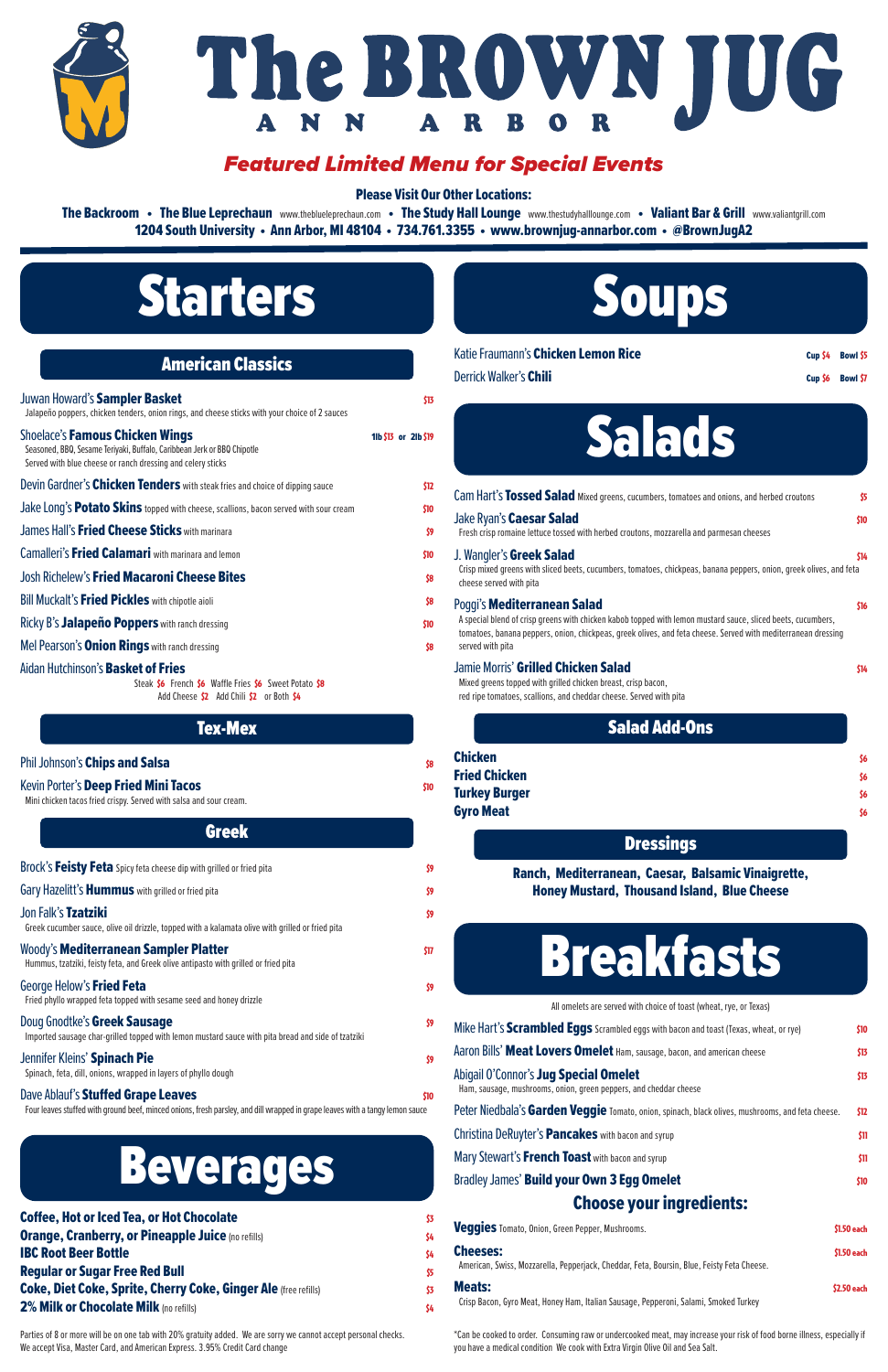# The BROWN JUG

ANN ARBOR

*Featured Limited Menu for Special Events*

**Please Visit Our Other Locations:**

**The Backroom** • **The Blue Leprechaun** www.theblueleprechaun.com • **The Study Hall Lounge** www.thestudyhalllounge.com • **Valiant Bar & Grill** www.valiantgrill.com

**1204 South University • Ann Arbor, MI 48104 • 734.761.3355 • www.brownjug-annarbor.com • @BrownJugA2**

# Starters

## American Classics

Juwan Howard's **Sampler Basket** — $13
Jalapeño poppers, chicken tenders, onion rings, and cheese sticks with your choice of 2 sauces

Shoelace's **Famous Chicken Wings** — 1lb $13 or 2lb $19
Seasoned, BBQ, Sesame Teriyaki, Buffalo, Caribbean Jerk or BBQ Chipotle
Served with blue cheese or ranch dressing and celery sticks

Devin Gardner's **Chicken Tenders** with steak fries and choice of dipping sauce — $12

Jake Long's **Potato Skins** topped with cheese, scallions, bacon served with sour cream — $10

James Hall's **Fried Cheese Sticks** with marinara — $9

Camalleri's **Fried Calamari** with marinara and lemon — $10

Josh Richelew's **Fried Macaroni Cheese Bites** — $8

Bill Muckalt's **Fried Pickles** with chipotle aioli — $8

Ricky B's **Jalapeño Poppers** with ranch dressing — $10

Mel Pearson's **Onion Rings** with ranch dressing — $8

Aidan Hutchinson's **Basket of Fries**
Steak $6 French $6 Waffle Fries $6 Sweet Potato $8
Add Cheese $2 Add Chili $2 or Both $4

## Tex-Mex

Phil Johnson's **Chips and Salsa** — $8

Kevin Porter's **Deep Fried Mini Tacos** — $10
Mini chicken tacos fried crispy. Served with salsa and sour cream.

## Greek

Brock's **Feisty Feta** Spicy feta cheese dip with grilled or fried pita — $9

Gary Hazelitt's **Hummus** with grilled or fried pita — $9

Jon Falk's **Tzatziki** — $9
Greek cucumber sauce, olive oil drizzle, topped with a kalamata olive with grilled or fried pita

Woody's **Mediterranean Sampler Platter** — $17
Hummus, tzatziki, feisty feta, and Greek olive antipasto with grilled or fried pita

George Helow's **Fried Feta** — $9
Fried phyllo wrapped feta topped with sesame seed and honey drizzle

Doug Gnodtke's **Greek Sausage** — $9
Imported sausage char-grilled topped with lemon mustard sauce with pita bread and side of tzatziki

Jennifer Kleins' **Spinach Pie** — $9
Spinach, feta, dill, onions, wrapped in layers of phyllo dough

Dave Ablauf's **Stuffed Grape Leaves** — $10
Four leaves stuffed with ground beef, minced onions, fresh parsley, and dill wrapped in grape leaves with a tangy lemon sauce

# Beverages

**Coffee, Hot or Iced Tea, or Hot Chocolate** — $3

**Orange, Cranberry, or Pineapple Juice** (no refills) — $4

**IBC Root Beer Bottle** — $4

**Regular or Sugar Free Red Bull** — $5

**Coke, Diet Coke, Sprite, Cherry Coke, Ginger Ale** (free refills) — $3

**2% Milk or Chocolate Milk** (no refills) — $4

Parties of 8 or more will be on one tab with 20% gratuity added. We are sorry we cannot accept personal checks. We accept Visa, Master Card, and American Express. 3.95% Credit Card change

# Soups

Katie Fraumann's **Chicken Lemon Rice** — Cup $4 Bowl $5

Derrick Walker's **Chili** — Cup $6 Bowl $7

# Salads

Cam Hart's **Tossed Salad** Mixed greens, cucumbers, tomatoes and onions, and herbed croutons — $5

Jake Ryan's **Caesar Salad** — $10
Fresh crisp romaine lettuce tossed with herbed croutons, mozzarella and parmesan cheeses

J. Wangler's **Greek Salad** — $14
Crisp mixed greens with sliced beets, cucumbers, tomatoes, chickpeas, banana peppers, onion, greek olives, and feta cheese served with pita

Poggi's **Mediterranean Salad** — $16
A special blend of crisp greens with chicken kabob topped with lemon mustard sauce, sliced beets, cucumbers, tomatoes, banana peppers, onion, chickpeas, greek olives, and feta cheese. Served with mediterranean dressing served with pita

Jamie Morris' **Grilled Chicken Salad** — $14
Mixed greens topped with grilled chicken breast, crisp bacon, red ripe tomatoes, scallions, and cheddar cheese. Served with pita

## Salad Add-Ons

**Chicken** — $6

**Fried Chicken** — $6

**Turkey Burger** — $6

**Gyro Meat** — $6

## Dressings

**Ranch, Mediterranean, Caesar, Balsamic Vinaigrette, Honey Mustard, Thousand Island, Blue Cheese**

# Breakfasts

All omelets are served with choice of toast (wheat, rye, or Texas)

Mike Hart's **Scrambled Eggs** Scrambled eggs with bacon and toast (Texas, wheat, or rye) — $10

Aaron Bills' **Meat Lovers Omelet** Ham, sausage, bacon, and american cheese — $13

Abigail O'Connor's **Jug Special Omelet** — $13
Ham, sausage, mushrooms, onion, green peppers, and cheddar cheese

Peter Niedbala's **Garden Veggie** Tomato, onion, spinach, black olives, mushrooms, and feta cheese. — $12

Christina DeRuyter's **Pancakes** with bacon and syrup — $11

Mary Stewart's **French Toast** with bacon and syrup — $11

Bradley James' **Build your Own 3 Egg Omelet** — $10

## Choose your ingredients:

**Veggies** Tomato, Onion, Green Pepper, Mushrooms. — $1.50 each

**Cheeses:** — $1.50 each
American, Swiss, Mozzarella, Pepperjack, Cheddar, Feta, Boursin, Blue, Feisty Feta Cheese.

**Meats:** — $2.50 each
Crisp Bacon, Gyro Meat, Honey Ham, Italian Sausage, Pepperoni, Salami, Smoked Turkey

*Can be cooked to order. Consuming raw or undercooked meat, may increase your risk of food borne illness, especially if you have a medical condition We cook with Extra Virgin Olive Oil and Sea Salt.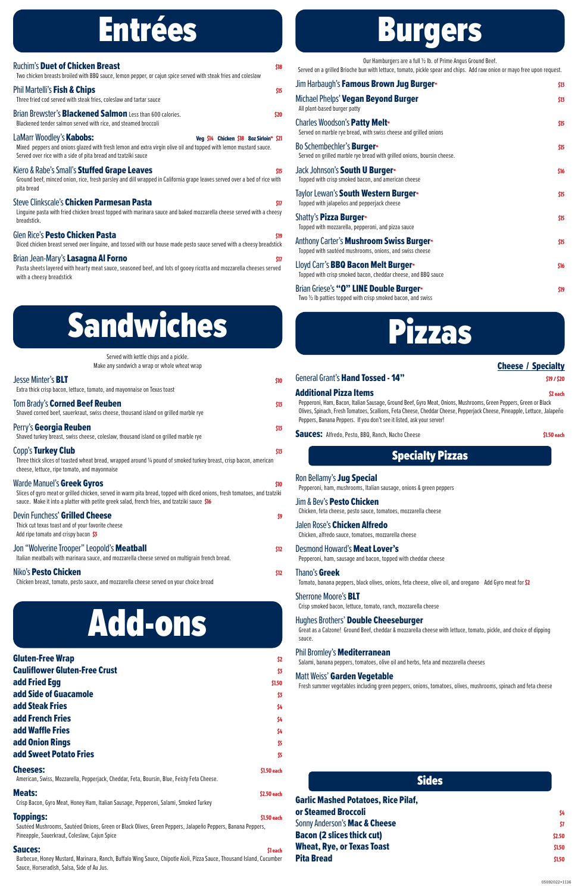# Entrées

Ruchim's **Duet of Chicken Breast** $18
Two chicken breasts broiled with BBQ sauce, lemon pepper, or cajun spice served with steak fries and coleslaw

Phil Martelli's **Fish & Chips** $15
Three fried cod served with steak fries, coleslaw and tartar sauce

Brian Brewster's **Blackened Salmon** Less than 600 calories. $20
Blackened tender salmon served with rice, and steamed broccoli

LaMarr Woodley's **Kabobs:** Veg $14 Chicken $18 8oz Sirloin* $21
Mixed peppers and onions glazed with fresh lemon and extra virgin olive oil and topped with lemon mustard sauce. Served over rice with a side of pita bread and tzatziki sauce

Kiero & Rabe's Small's **Stuffed Grape Leaves** $15
Ground beef, minced onion, rice, fresh parsley and dill wrapped in California grape leaves served over a bed of rice with pita bread

Steve Clinkscale's **Chicken Parmesan Pasta** $17
Linguine pasta with fried chicken breast topped with marinara sauce and baked mozzarella cheese served with a cheesy breadstick.

Glen Rice's **Pesto Chicken Pasta** $19
Diced chicken breast served over linguine, and tossed with our house made pesto sauce served with a cheesy breadstick

Brian Jean-Mary's **Lasagna Al Forno** $17
Pasta sheets layered with hearty meat sauce, seasoned beef, and lots of gooey ricotta and mozzarella cheeses served with a cheesy breadstick

# Sandwiches

Served with kettle chips and a pickle.
Make any sandwich a wrap or whole wheat wrap

Jesse Minter's **BLT** $10
Extra thick crisp bacon, lettuce, tomato, and mayonnaise on Texas toast

Tom Brady's **Corned Beef Reuben** $13
Shaved corned beef, sauerkraut, swiss cheese, thousand island on grilled marble rye

Perry's **Georgia Reuben** $13
Shaved turkey breast, swiss cheese, coleslaw, thousand island on grilled marble rye

Copp's **Turkey Club** $13
Three thick slices of toasted wheat bread, wrapped around ¼ pound of smoked turkey breast, crisp bacon, american cheese, lettuce, ripe tomato, and mayonnaise

Warde Manuel's **Greek Gyros** $10
Slices of gyro meat or grilled chicken, served in warm pita bread, topped with diced onions, fresh tomatoes, and tzatziki sauce. Make it into a platter with petite greek salad, french fries, and tzatziki sauce $16

Devin Funchess' **Grilled Cheese** $9
Thick cut texas toast and of your favorite cheese
Add ripe tomato and crispy bacon $3

Jon "Wolverine Trooper" Leopold's **Meatball** $12
Italian meatballs with marinara sauce, and mozzarella cheese served on multigrain french bread.

Niko's **Pesto Chicken** $12
Chicken breast, tomato, pesto sauce, and mozzarella cheese served on your choice bread

# Add-ons

**Gluten-Free Wrap** $2
**Cauliflower Gluten-Free Crust** $3
**add Fried Egg** $1.50
**add Side of Guacamole** $3
**add Steak Fries** $4
**add French Fries** $4
**add Waffle Fries** $4
**add Onion Rings** $5
**add Sweet Potato Fries** $5

**Cheeses:** $1.50 each
American, Swiss, Mozzarella, Pepperjack, Cheddar, Feta, Boursin, Blue, Feisty Feta Cheese.

**Meats:** $2.50 each
Crisp Bacon, Gyro Meat, Honey Ham, Italian Sausage, Pepperoni, Salami, Smoked Turkey

**Toppings:** $1.50 each
Sautéed Mushrooms, Sautéed Onions, Green or Black Olives, Green Peppers, Jalapeño Peppers, Banana Peppers, Pineapple, Sauerkraut, Coleslaw, Cajun Spice

**Sauces:** $1 each
Barbecue, Honey Mustard, Marinara, Ranch, Buffalo Wing Sauce, Chipotle Aioli, Pizza Sauce, Thousand Island, Cucumber Sauce, Horseradish, Salsa, Side of Au Jus.

# Burgers

Our Hamburgers are a full ½ lb. of Prime Angus Ground Beef.
Served on a grilled Brioche bun with lettuce, tomato, pickle spear and chips. Add raw onion or mayo free upon request.

Jim Harbaugh's **Famous Brown Jug Burger*** $13

Michael Phelps' **Vegan Beyond Burger** $13
All plant-based burger patty

Charles Woodson's **Patty Melt*** $15
Served on marble rye bread, with swiss cheese and grilled onions

Bo Schembechler's **Burger*** $15
Served on grilled marble rye bread with grilled onions, boursin cheese.

Jack Johnson's **South U Burger*** $16
Topped with crisp smoked bacon, and american cheese

Taylor Lewan's **South Western Burger*** $15
Topped with jalapeños and pepperjack cheese

Shatty's **Pizza Burger*** $15
Topped with mozzarella, pepperoni, and pizza sauce

Anthony Carter's **Mushroom Swiss Burger*** $15
Topped with sautéed mushrooms, onions, and swiss cheese

Lloyd Carr's **BBQ Bacon Melt Burger*** $16
Topped with crisp smoked bacon, cheddar cheese, and BBQ sauce

Brian Griese's **"O" LINE Double Burger*** $19
Two ½ lb patties topped with crisp smoked bacon, and swiss

# Pizzas

**Cheese / Specialty**

General Grant's **Hand Tossed - 14"** $19 / $20

**Additional Pizza Items** $2 each
Pepperoni, Ham, Bacon, Italian Sausage, Ground Beef, Gyro Meat, Onions, Mushrooms, Green Peppers, Green or Black Olives, Spinach, Fresh Tomatoes, Scallions, Feta Cheese, Cheddar Cheese, Pepperjack Cheese, Pineapple, Lettuce, Jalapeño Peppers, Banana Peppers. If you don't see it listed, ask your server!

**Sauces:** Alfredo, Pesto, BBQ, Ranch, Nacho Cheese $1.50 each

## Specialty Pizzas

Ron Bellamy's **Jug Special**
Pepperoni, ham, mushrooms, Italian sausage, onions & green peppers

Jim & Bev's **Pesto Chicken**
Chicken, feta cheese, pesto sauce, tomatoes, mozzarella cheese

Jalen Rose's **Chicken Alfredo**
Chicken, alfredo sauce, tomatoes, mozzarella cheese

Desmond Howard's **Meat Lover's**
Pepperoni, ham, sausage and bacon, topped with cheddar cheese

Thano's **Greek**
Tomato, banana peppers, black olives, onions, feta cheese, olive oil, and oregano Add Gyro meat for $2

Sherrone Moore's **BLT**
Crisp smoked bacon, lettuce, tomato, ranch, mozzarella cheese

Hughes Brothers' **Double Cheeseburger**
Great as a Calzone! Ground Beef, cheddar & mozzarella cheese with lettuce, tomato, pickle, and choice of dipping sauce.

Phil Bromley's **Mediterranean**
Salami, banana peppers, tomatoes, olive oil and herbs, feta and mozzarella cheeses

Matt Weiss' **Garden Vegetable**
Fresh summer vegetables including green peppers, onions, tomatoes, olives, mushrooms, spinach and feta cheese

## Sides

**Garlic Mashed Potatoes, Rice Pilaf, or Steamed Broccoli** $4
Sonny Anderson's **Mac & Cheese** $7
**Bacon (2 slices thick cut)** $2.50
**Wheat, Rye, or Texas Toast** $1.50
**Pita Bread** $1.50

05092022•1136